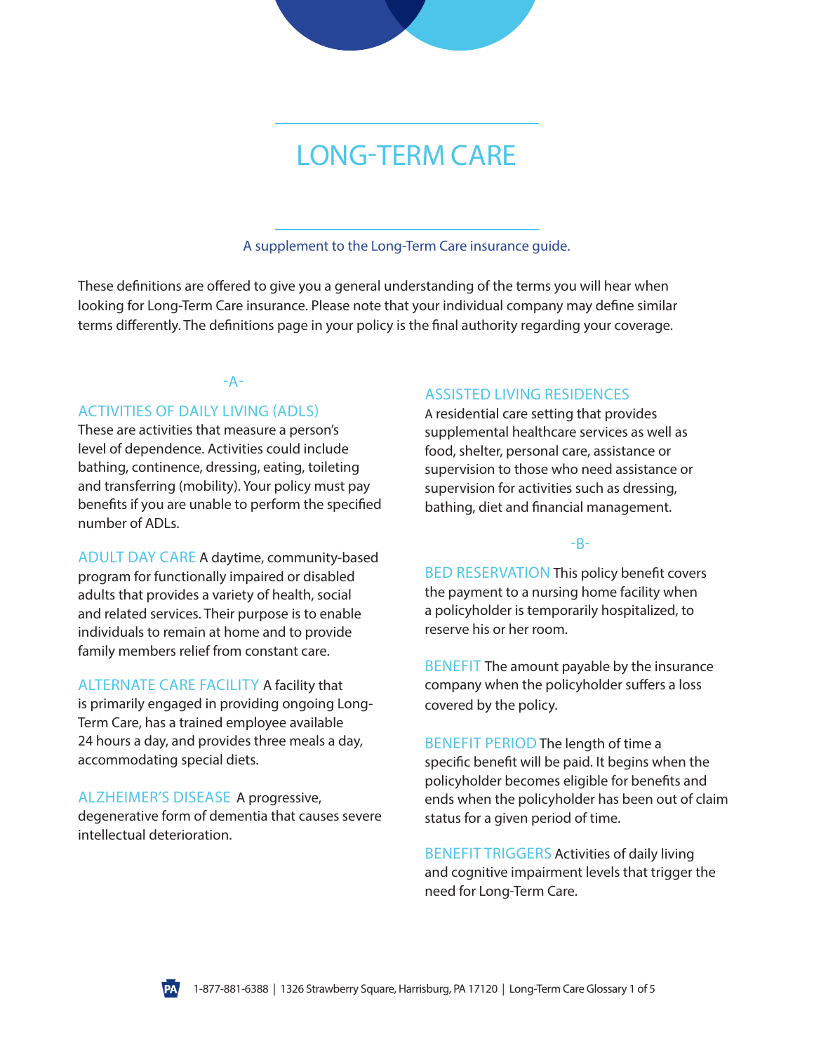# LONG-TERM CARE

A supplement to the Long-Term Care insurance guide.

These definitions are offered to give you a general understanding of the terms you will hear when looking for Long-Term Care insurance. Please note that your individual company may define similar terms differently. The definitions page in your policy is the final authority regarding your coverage.

## -A-

**ACTIVITIES OF DAILY LIVING (ADLS)**
These are activities that measure a person's level of dependence. Activities could include bathing, continence, dressing, eating, toileting and transferring (mobility). Your policy must pay benefits if you are unable to perform the specified number of ADLs.

**ADULT DAY CARE** A daytime, community-based program for functionally impaired or disabled adults that provides a variety of health, social and related services. Their purpose is to enable individuals to remain at home and to provide family members relief from constant care.

**ALTERNATE CARE FACILITY** A facility that is primarily engaged in providing ongoing Long-Term Care, has a trained employee available 24 hours a day, and provides three meals a day, accommodating special diets.

**ALZHEIMER'S DISEASE** A progressive, degenerative form of dementia that causes severe intellectual deterioration.

**ASSISTED LIVING RESIDENCES**
A residential care setting that provides supplemental healthcare services as well as food, shelter, personal care, assistance or supervision to those who need assistance or supervision for activities such as dressing, bathing, diet and financial management.

## -B-

**BED RESERVATION** This policy benefit covers the payment to a nursing home facility when a policyholder is temporarily hospitalized, to reserve his or her room.

**BENEFIT** The amount payable by the insurance company when the policyholder suffers a loss covered by the policy.

**BENEFIT PERIOD** The length of time a specific benefit will be paid. It begins when the policyholder becomes eligible for benefits and ends when the policyholder has been out of claim status for a given period of time.

**BENEFIT TRIGGERS** Activities of daily living and cognitive impairment levels that trigger the need for Long-Term Care.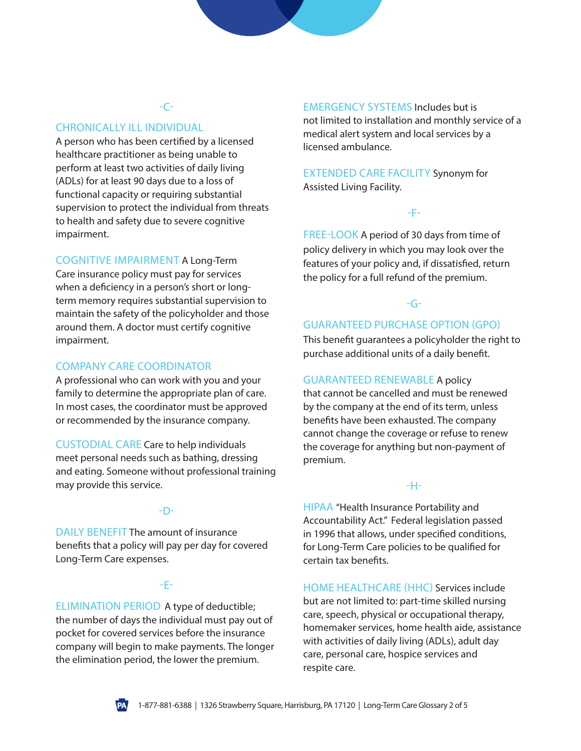## -C-

**CHRONICALLY ILL INDIVIDUAL**
A person who has been certified by a licensed healthcare practitioner as being unable to perform at least two activities of daily living (ADLs) for at least 90 days due to a loss of functional capacity or requiring substantial supervision to protect the individual from threats to health and safety due to severe cognitive impairment.

**COGNITIVE IMPAIRMENT** A Long-Term Care insurance policy must pay for services when a deficiency in a person's short or long-term memory requires substantial supervision to maintain the safety of the policyholder and those around them. A doctor must certify cognitive impairment.

**COMPANY CARE COORDINATOR**
A professional who can work with you and your family to determine the appropriate plan of care. In most cases, the coordinator must be approved or recommended by the insurance company.

**CUSTODIAL CARE** Care to help individuals meet personal needs such as bathing, dressing and eating. Someone without professional training may provide this service.

## -D-

**DAILY BENEFIT** The amount of insurance benefits that a policy will pay per day for covered Long-Term Care expenses.

## -E-

**ELIMINATION PERIOD** A type of deductible; the number of days the individual must pay out of pocket for covered services before the insurance company will begin to make payments. The longer the elimination period, the lower the premium.

**EMERGENCY SYSTEMS** Includes but is not limited to installation and monthly service of a medical alert system and local services by a licensed ambulance.

**EXTENDED CARE FACILITY** Synonym for Assisted Living Facility.

## -F-

**FREE-LOOK** A period of 30 days from time of policy delivery in which you may look over the features of your policy and, if dissatisfied, return the policy for a full refund of the premium.

## -G-

**GUARANTEED PURCHASE OPTION (GPO)**
This benefit guarantees a policyholder the right to purchase additional units of a daily benefit.

**GUARANTEED RENEWABLE** A policy that cannot be cancelled and must be renewed by the company at the end of its term, unless benefits have been exhausted. The company cannot change the coverage or refuse to renew the coverage for anything but non-payment of premium.

## -H-

**HIPAA** "Health Insurance Portability and Accountability Act." Federal legislation passed in 1996 that allows, under specified conditions, for Long-Term Care policies to be qualified for certain tax benefits.

**HOME HEALTHCARE (HHC)** Services include but are not limited to: part-time skilled nursing care, speech, physical or occupational therapy, homemaker services, home health aide, assistance with activities of daily living (ADLs), adult day care, personal care, hospice services and respite care.

1-877-881-6388 | 1326 Strawberry Square, Harrisburg, PA 17120 | Long-Term Care Glossary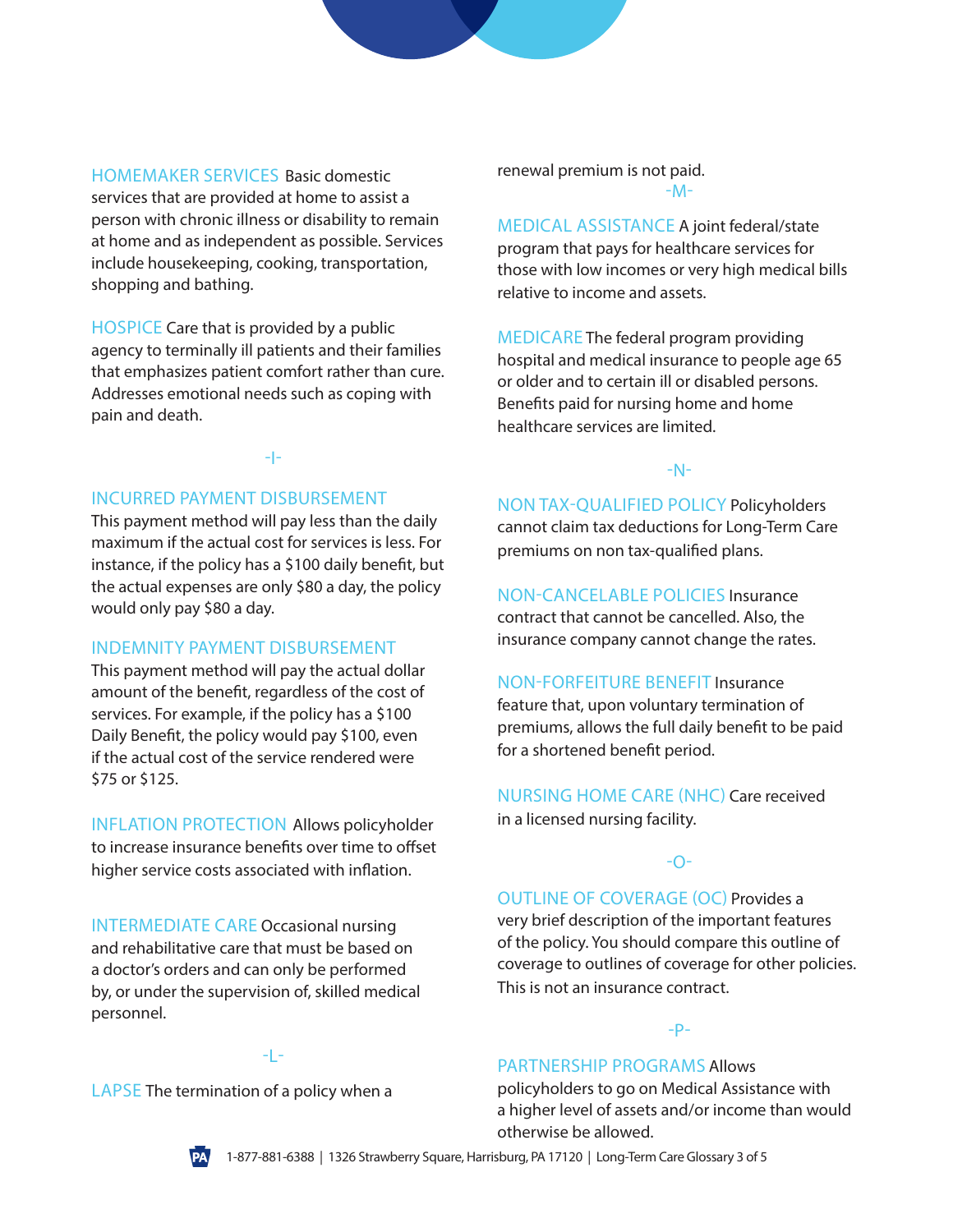**HOMEMAKER SERVICES** Basic domestic services that are provided at home to assist a person with chronic illness or disability to remain at home and as independent as possible. Services include housekeeping, cooking, transportation, shopping and bathing.

**HOSPICE** Care that is provided by a public agency to terminally ill patients and their families that emphasizes patient comfort rather than cure. Addresses emotional needs such as coping with pain and death.

## -I-

**INCURRED PAYMENT DISBURSEMENT** This payment method will pay less than the daily maximum if the actual cost for services is less. For instance, if the policy has a $100 daily benefit, but the actual expenses are only $80 a day, the policy would only pay $80 a day.

**INDEMNITY PAYMENT DISBURSEMENT** This payment method will pay the actual dollar amount of the benefit, regardless of the cost of services. For example, if the policy has a $100 Daily Benefit, the policy would pay $100, even if the actual cost of the service rendered were $75 or $125.

**INFLATION PROTECTION** Allows policyholder to increase insurance benefits over time to offset higher service costs associated with inflation.

**INTERMEDIATE CARE** Occasional nursing and rehabilitative care that must be based on a doctor's orders and can only be performed by, or under the supervision of, skilled medical personnel.

## -L-

**LAPSE** The termination of a policy when a renewal premium is not paid.

## -M-

**MEDICAL ASSISTANCE** A joint federal/state program that pays for healthcare services for those with low incomes or very high medical bills relative to income and assets.

**MEDICARE** The federal program providing hospital and medical insurance to people age 65 or older and to certain ill or disabled persons. Benefits paid for nursing home and home healthcare services are limited.

## -N-

**NON TAX-QUALIFIED POLICY** Policyholders cannot claim tax deductions for Long-Term Care premiums on non tax-qualified plans.

**NON-CANCELABLE POLICIES** Insurance contract that cannot be cancelled. Also, the insurance company cannot change the rates.

**NON-FORFEITURE BENEFIT** Insurance feature that, upon voluntary termination of premiums, allows the full daily benefit to be paid for a shortened benefit period.

**NURSING HOME CARE (NHC)** Care received in a licensed nursing facility.

## -O-

**OUTLINE OF COVERAGE (OC)** Provides a very brief description of the important features of the policy. You should compare this outline of coverage to outlines of coverage for other policies. This is not an insurance contract.

## -P-

**PARTNERSHIP PROGRAMS** Allows policyholders to go on Medical Assistance with a higher level of assets and/or income than would otherwise be allowed.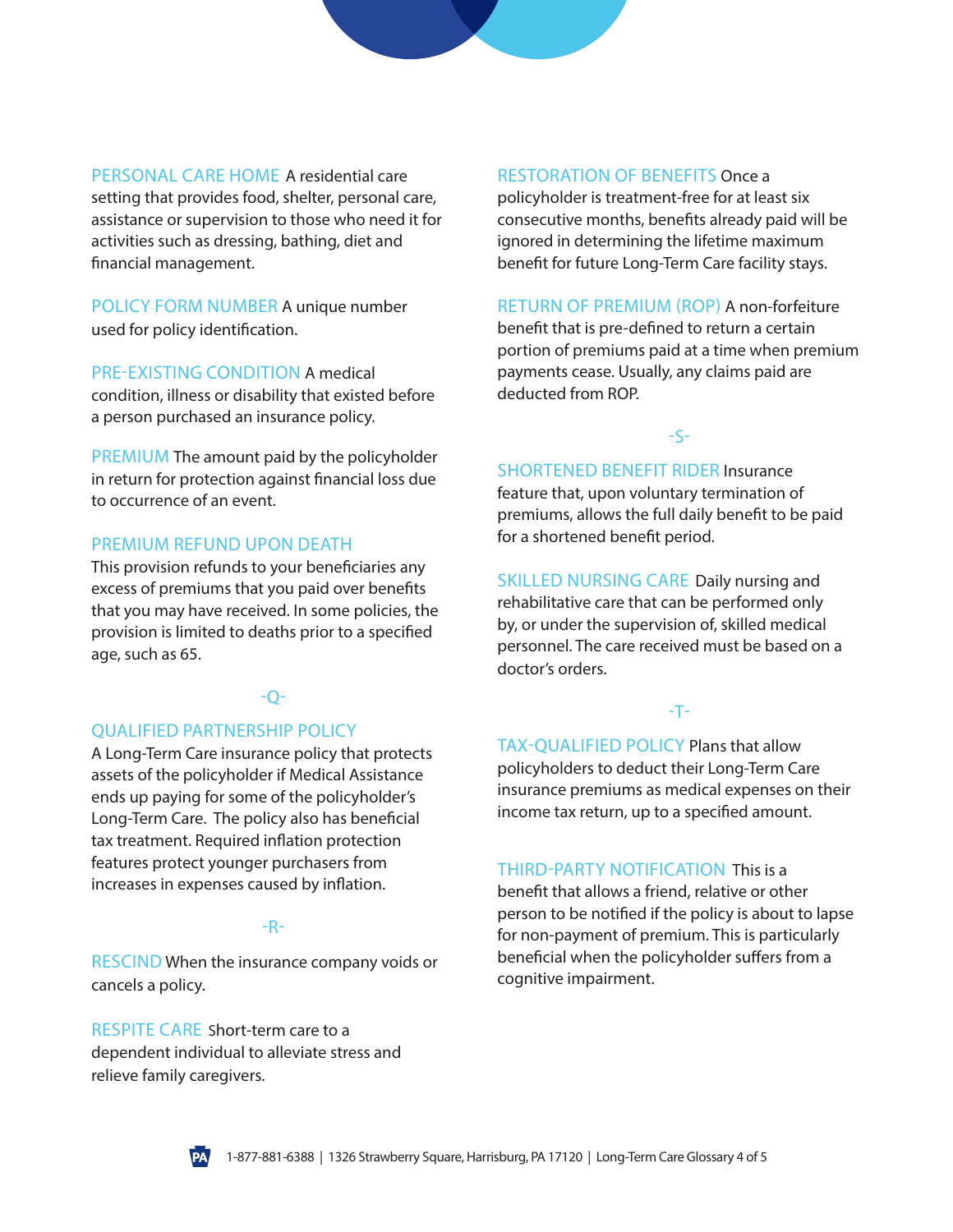**PERSONAL CARE HOME** A residential care setting that provides food, shelter, personal care, assistance or supervision to those who need it for activities such as dressing, bathing, diet and financial management.

**POLICY FORM NUMBER** A unique number used for policy identification.

**PRE-EXISTING CONDITION** A medical condition, illness or disability that existed before a person purchased an insurance policy.

**PREMIUM** The amount paid by the policyholder in return for protection against financial loss due to occurrence of an event.

**PREMIUM REFUND UPON DEATH** This provision refunds to your beneficiaries any excess of premiums that you paid over benefits that you may have received. In some policies, the provision is limited to deaths prior to a specified age, such as 65.

## -Q-

**QUALIFIED PARTNERSHIP POLICY** A Long-Term Care insurance policy that protects assets of the policyholder if Medical Assistance ends up paying for some of the policyholder's Long-Term Care. The policy also has beneficial tax treatment. Required inflation protection features protect younger purchasers from increases in expenses caused by inflation.

## -R-

**RESCIND** When the insurance company voids or cancels a policy.

**RESPITE CARE** Short-term care to a dependent individual to alleviate stress and relieve family caregivers.

**RESTORATION OF BENEFITS** Once a policyholder is treatment-free for at least six consecutive months, benefits already paid will be ignored in determining the lifetime maximum benefit for future Long-Term Care facility stays.

**RETURN OF PREMIUM (ROP)** A non-forfeiture benefit that is pre-defined to return a certain portion of premiums paid at a time when premium payments cease. Usually, any claims paid are deducted from ROP.

## -S-

**SHORTENED BENEFIT RIDER** Insurance feature that, upon voluntary termination of premiums, allows the full daily benefit to be paid for a shortened benefit period.

**SKILLED NURSING CARE** Daily nursing and rehabilitative care that can be performed only by, or under the supervision of, skilled medical personnel. The care received must be based on a doctor's orders.

## -T-

**TAX-QUALIFIED POLICY** Plans that allow policyholders to deduct their Long-Term Care insurance premiums as medical expenses on their income tax return, up to a specified amount.

**THIRD-PARTY NOTIFICATION** This is a benefit that allows a friend, relative or other person to be notified if the policy is about to lapse for non-payment of premium. This is particularly beneficial when the policyholder suffers from a cognitive impairment.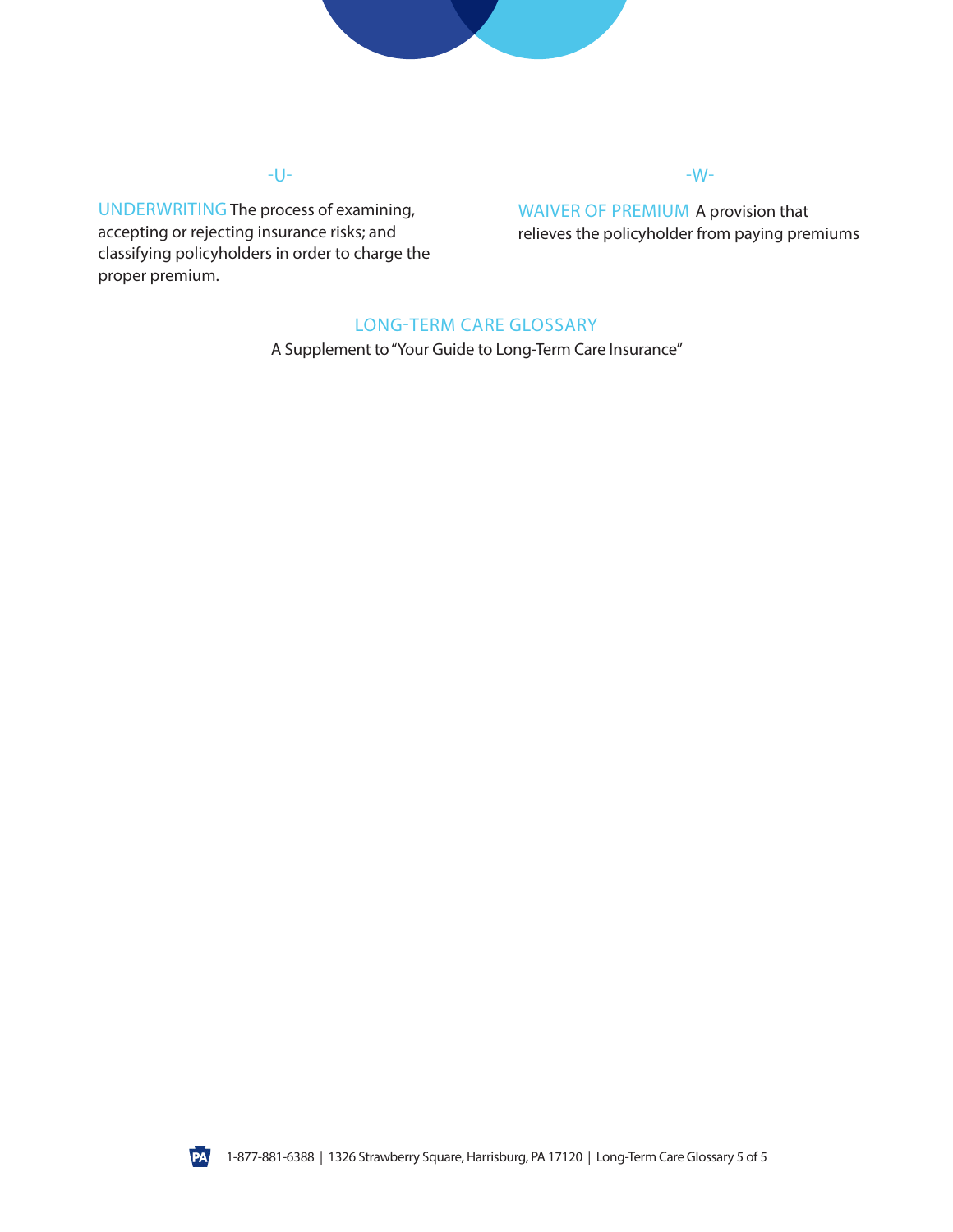-U-

**UNDERWRITING** The process of examining, accepting or rejecting insurance risks; and classifying policyholders in order to charge the proper premium.

-W-

**WAIVER OF PREMIUM** A provision that relieves the policyholder from paying premiums

## LONG-TERM CARE GLOSSARY

A Supplement to "Your Guide to Long-Term Care Insurance"

1-877-881-6388 | 1326 Strawberry Square, Harrisburg, PA 17120